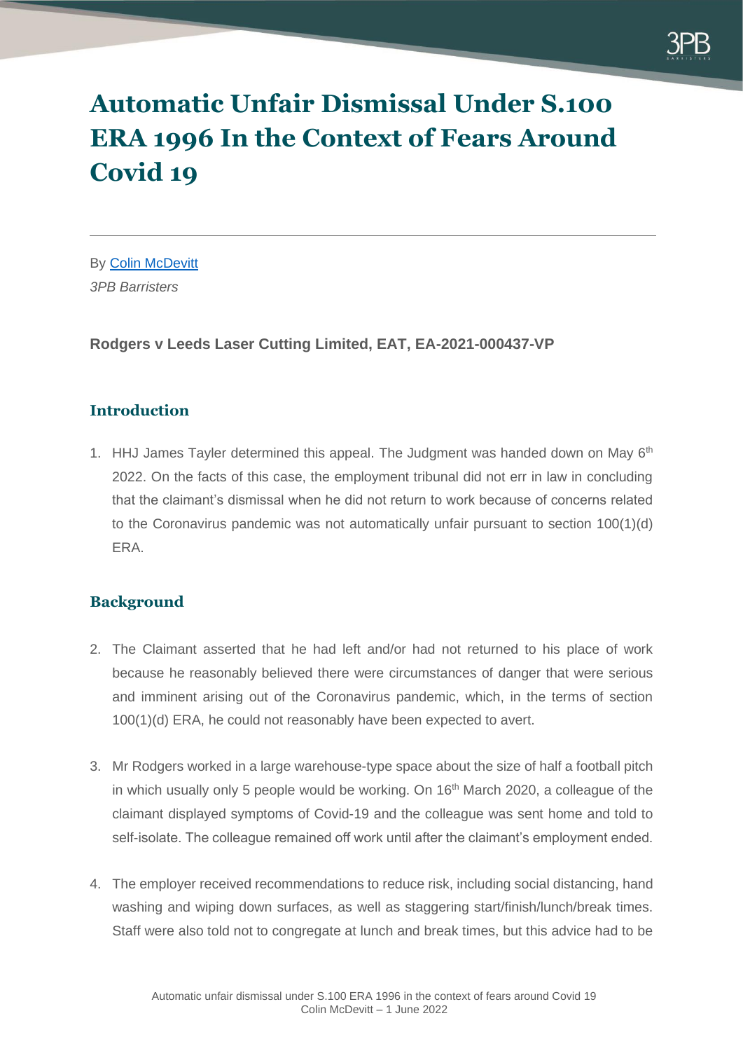# Automatic Unfair Dismissal Under S.100 ERA 1996 In the Context of Fears Around Covid 19

By [Colin McDevitt](Colin McDevitt)
*3PB Barristers*

**Rodgers v Leeds Laser Cutting Limited, EAT, EA-2021-000437-VP**

## Introduction

1. HHJ James Tayler determined this appeal. The Judgment was handed down on May 6th 2022. On the facts of this case, the employment tribunal did not err in law in concluding that the claimant's dismissal when he did not return to work because of concerns related to the Coronavirus pandemic was not automatically unfair pursuant to section 100(1)(d) ERA.

## Background

2. The Claimant asserted that he had left and/or had not returned to his place of work because he reasonably believed there were circumstances of danger that were serious and imminent arising out of the Coronavirus pandemic, which, in the terms of section 100(1)(d) ERA, he could not reasonably have been expected to avert.

3. Mr Rodgers worked in a large warehouse-type space about the size of half a football pitch in which usually only 5 people would be working. On 16th March 2020, a colleague of the claimant displayed symptoms of Covid-19 and the colleague was sent home and told to self-isolate. The colleague remained off work until after the claimant's employment ended.

4. The employer received recommendations to reduce risk, including social distancing, hand washing and wiping down surfaces, as well as staggering start/finish/lunch/break times. Staff were also told not to congregate at lunch and break times, but this advice had to be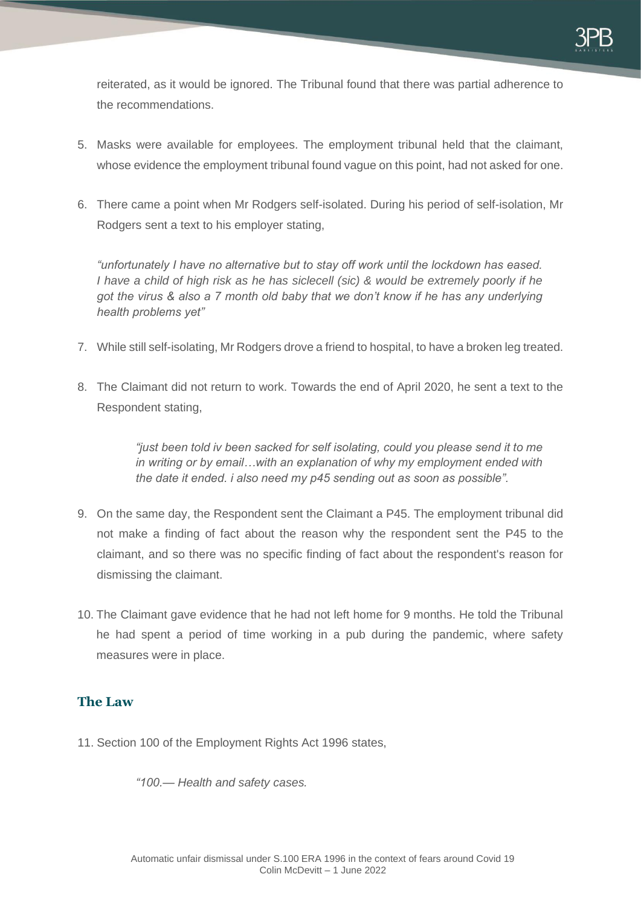reiterated, as it would be ignored. The Tribunal found that there was partial adherence to the recommendations.

5. Masks were available for employees. The employment tribunal held that the claimant, whose evidence the employment tribunal found vague on this point, had not asked for one.

6. There came a point when Mr Rodgers self-isolated. During his period of self-isolation, Mr Rodgers sent a text to his employer stating,

   *"unfortunately I have no alternative but to stay off work until the lockdown has eased. I have a child of high risk as he has siclecell (sic) & would be extremely poorly if he got the virus & also a 7 month old baby that we don't know if he has any underlying health problems yet"*

7. While still self-isolating, Mr Rodgers drove a friend to hospital, to have a broken leg treated.

8. The Claimant did not return to work. Towards the end of April 2020, he sent a text to the Respondent stating,

   > *"just been told iv been sacked for self isolating, could you please send it to me in writing or by email…with an explanation of why my employment ended with the date it ended. i also need my p45 sending out as soon as possible".*

9. On the same day, the Respondent sent the Claimant a P45. The employment tribunal did not make a finding of fact about the reason why the respondent sent the P45 to the claimant, and so there was no specific finding of fact about the respondent's reason for dismissing the claimant.

10. The Claimant gave evidence that he had not left home for 9 months. He told the Tribunal he had spent a period of time working in a pub during the pandemic, where safety measures were in place.

## The Law

11. Section 100 of the Employment Rights Act 1996 states,

    > *"100.— Health and safety cases.*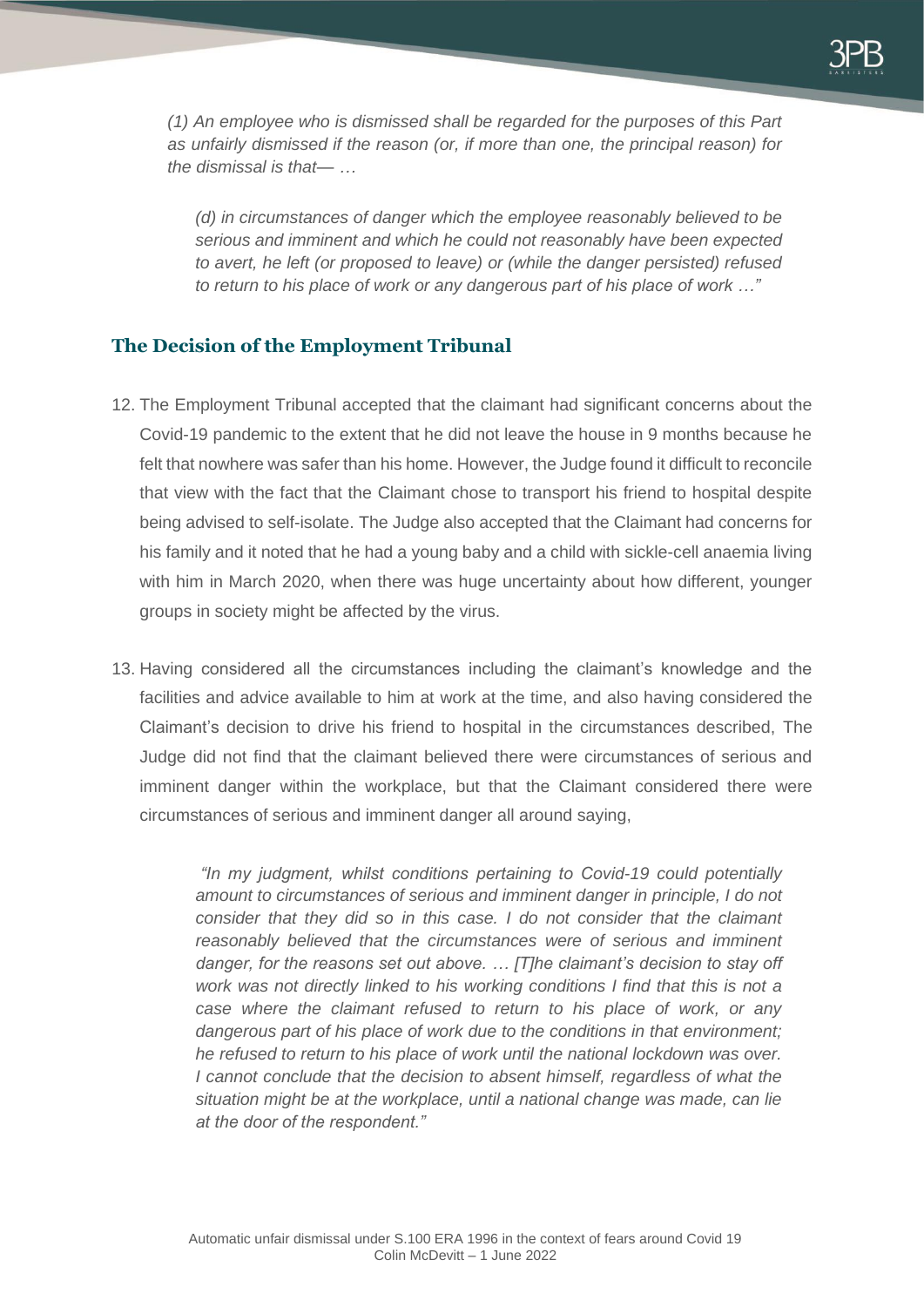*(1) An employee who is dismissed shall be regarded for the purposes of this Part as unfairly dismissed if the reason (or, if more than one, the principal reason) for the dismissal is that— …*

> *(d) in circumstances of danger which the employee reasonably believed to be serious and imminent and which he could not reasonably have been expected to avert, he left (or proposed to leave) or (while the danger persisted) refused to return to his place of work or any dangerous part of his place of work …"*

## The Decision of the Employment Tribunal

12. The Employment Tribunal accepted that the claimant had significant concerns about the Covid-19 pandemic to the extent that he did not leave the house in 9 months because he felt that nowhere was safer than his home. However, the Judge found it difficult to reconcile that view with the fact that the Claimant chose to transport his friend to hospital despite being advised to self-isolate. The Judge also accepted that the Claimant had concerns for his family and it noted that he had a young baby and a child with sickle-cell anaemia living with him in March 2020, when there was huge uncertainty about how different, younger groups in society might be affected by the virus.

13. Having considered all the circumstances including the claimant's knowledge and the facilities and advice available to him at work at the time, and also having considered the Claimant's decision to drive his friend to hospital in the circumstances described, The Judge did not find that the claimant believed there were circumstances of serious and imminent danger within the workplace, but that the Claimant considered there were circumstances of serious and imminent danger all around saying,

> *"In my judgment, whilst conditions pertaining to Covid-19 could potentially amount to circumstances of serious and imminent danger in principle, I do not consider that they did so in this case. I do not consider that the claimant reasonably believed that the circumstances were of serious and imminent danger, for the reasons set out above. … [T]he claimant's decision to stay off work was not directly linked to his working conditions I find that this is not a case where the claimant refused to return to his place of work, or any dangerous part of his place of work due to the conditions in that environment; he refused to return to his place of work until the national lockdown was over. I cannot conclude that the decision to absent himself, regardless of what the situation might be at the workplace, until a national change was made, can lie at the door of the respondent."*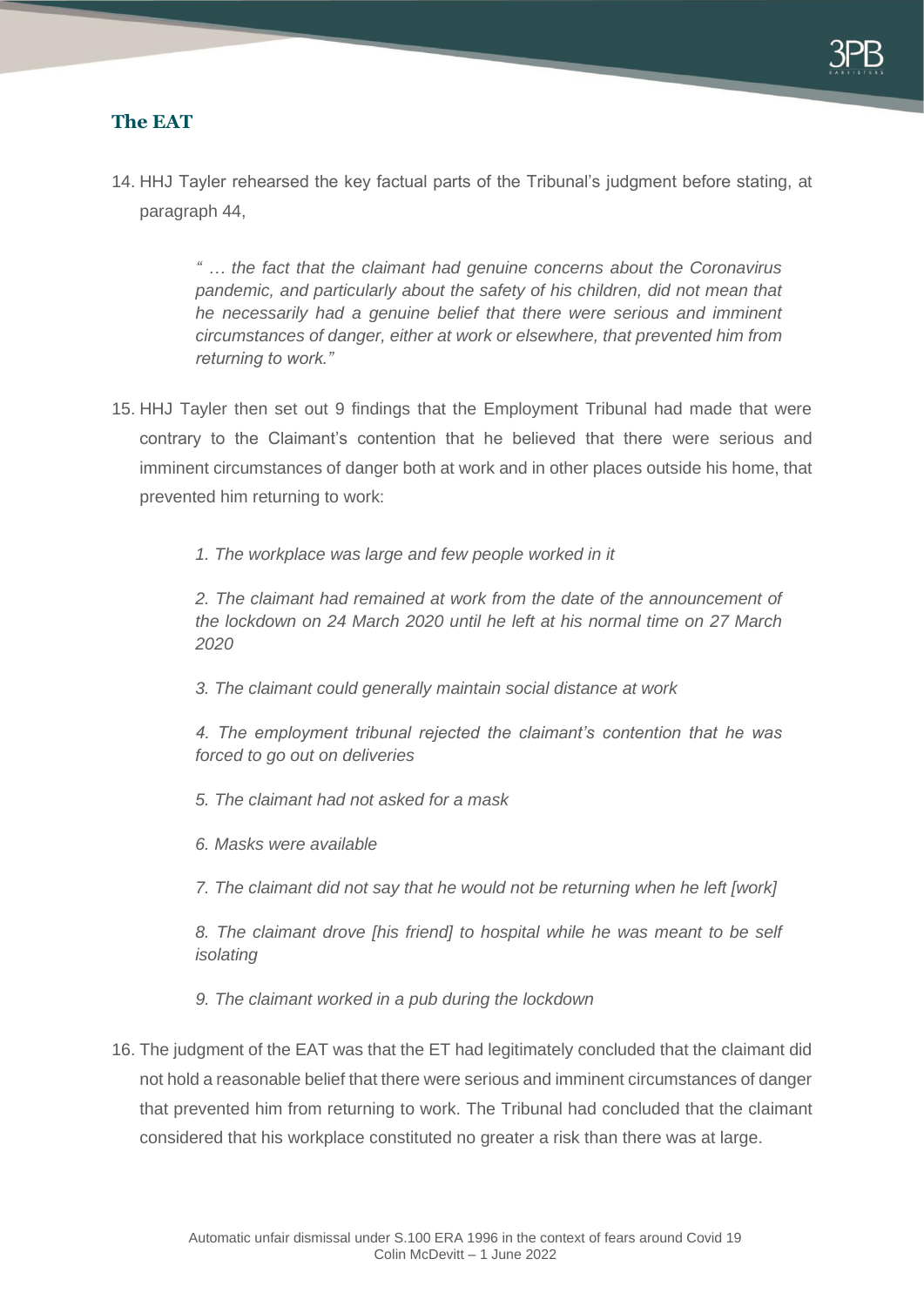## The EAT

14. HHJ Tayler rehearsed the key factual parts of the Tribunal's judgment before stating, at paragraph 44,

> *" … the fact that the claimant had genuine concerns about the Coronavirus pandemic, and particularly about the safety of his children, did not mean that he necessarily had a genuine belief that there were serious and imminent circumstances of danger, either at work or elsewhere, that prevented him from returning to work."*

15. HHJ Tayler then set out 9 findings that the Employment Tribunal had made that were contrary to the Claimant's contention that he believed that there were serious and imminent circumstances of danger both at work and in other places outside his home, that prevented him returning to work:

> *1. The workplace was large and few people worked in it*
>
> *2. The claimant had remained at work from the date of the announcement of the lockdown on 24 March 2020 until he left at his normal time on 27 March 2020*
>
> *3. The claimant could generally maintain social distance at work*
>
> *4. The employment tribunal rejected the claimant's contention that he was forced to go out on deliveries*
>
> *5. The claimant had not asked for a mask*
>
> *6. Masks were available*
>
> *7. The claimant did not say that he would not be returning when he left [work]*
>
> *8. The claimant drove [his friend] to hospital while he was meant to be self isolating*
>
> *9. The claimant worked in a pub during the lockdown*

16. The judgment of the EAT was that the ET had legitimately concluded that the claimant did not hold a reasonable belief that there were serious and imminent circumstances of danger that prevented him from returning to work. The Tribunal had concluded that the claimant considered that his workplace constituted no greater a risk than there was at large.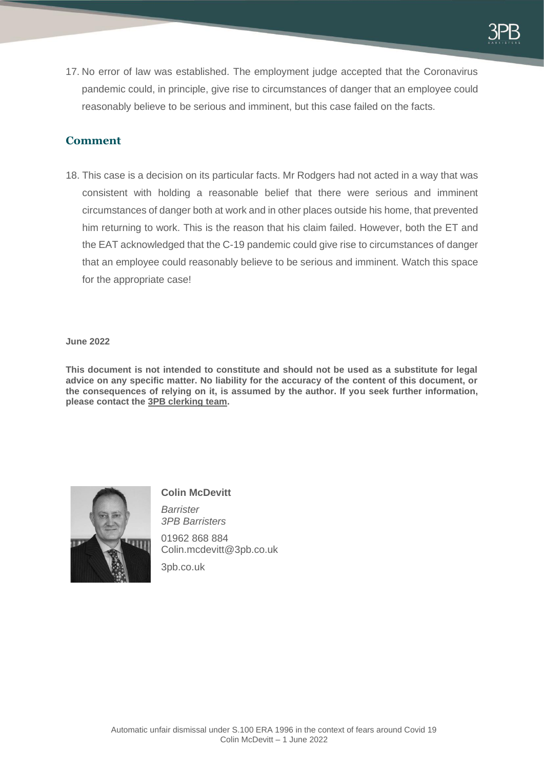17. No error of law was established. The employment judge accepted that the Coronavirus pandemic could, in principle, give rise to circumstances of danger that an employee could reasonably believe to be serious and imminent, but this case failed on the facts.

## Comment

18. This case is a decision on its particular facts. Mr Rodgers had not acted in a way that was consistent with holding a reasonable belief that there were serious and imminent circumstances of danger both at work and in other places outside his home, that prevented him returning to work. This is the reason that his claim failed. However, both the ET and the EAT acknowledged that the C-19 pandemic could give rise to circumstances of danger that an employee could reasonably believe to be serious and imminent. Watch this space for the appropriate case!

**June 2022**

**This document is not intended to constitute and should not be used as a substitute for legal advice on any specific matter. No liability for the accuracy of the content of this document, or the consequences of relying on it, is assumed by the author. If you seek further information, please contact the 3PB clerking team.**

**Colin McDevitt**

*Barrister*
*3PB Barristers*

01962 868 884
Colin.mcdevitt@3pb.co.uk

3pb.co.uk